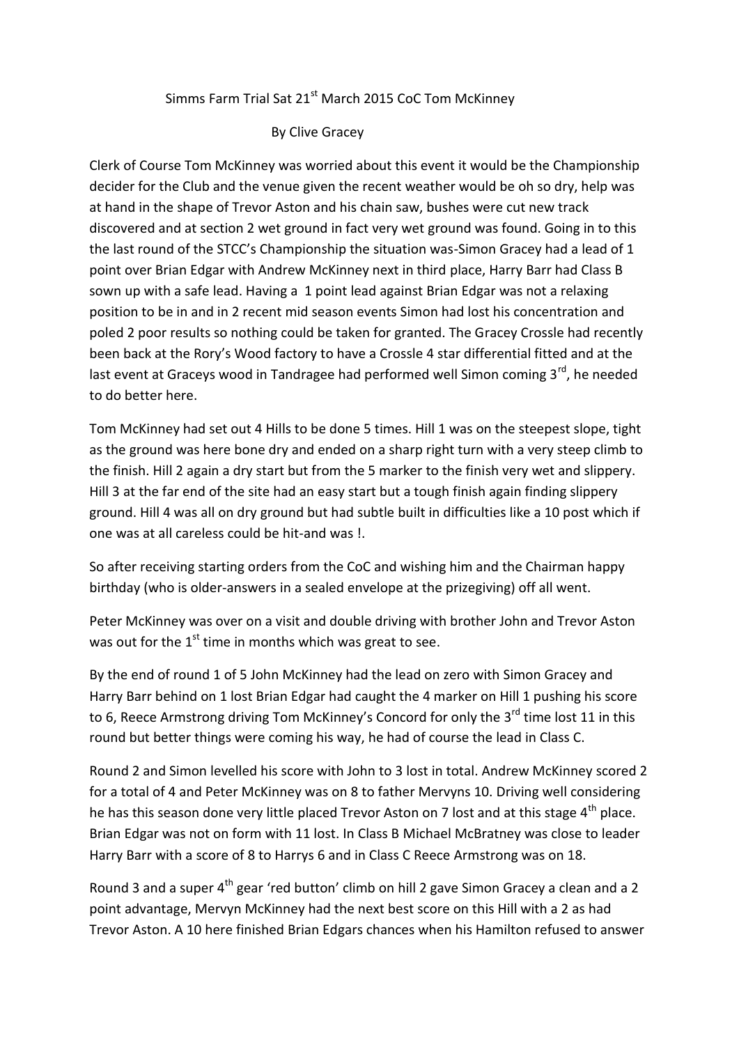Simms Farm Trial Sat 21st March 2015 CoC Tom McKinney

By Clive Gracey

Clerk of Course Tom McKinney was worried about this event it would be the Championship decider for the Club and the venue given the recent weather would be oh so dry, help was at hand in the shape of Trevor Aston and his chain saw, bushes were cut new track discovered and at section 2 wet ground in fact very wet ground was found. Going in to this the last round of the STCC's Championship the situation was-Simon Gracey had a lead of 1 point over Brian Edgar with Andrew McKinney next in third place, Harry Barr had Class B sown up with a safe lead. Having a 1 point lead against Brian Edgar was not a relaxing position to be in and in 2 recent mid season events Simon had lost his concentration and poled 2 poor results so nothing could be taken for granted. The Gracey Crossle had recently been back at the Rory's Wood factory to have a Crossle 4 star differential fitted and at the last event at Graceys wood in Tandragee had performed well Simon coming 3rd, he needed to do better here.

Tom McKinney had set out 4 Hills to be done 5 times. Hill 1 was on the steepest slope, tight as the ground was here bone dry and ended on a sharp right turn with a very steep climb to the finish. Hill 2 again a dry start but from the 5 marker to the finish very wet and slippery. Hill 3 at the far end of the site had an easy start but a tough finish again finding slippery ground. Hill 4 was all on dry ground but had subtle built in difficulties like a 10 post which if one was at all careless could be hit-and was !.

So after receiving starting orders from the CoC and wishing him and the Chairman happy birthday (who is older-answers in a sealed envelope at the prizegiving) off all went.

Peter McKinney was over on a visit and double driving with brother John and Trevor Aston was out for the 1st time in months which was great to see.

By the end of round 1 of 5 John McKinney had the lead on zero with Simon Gracey and Harry Barr behind on 1 lost Brian Edgar had caught the 4 marker on Hill 1 pushing his score to 6, Reece Armstrong driving Tom McKinney's Concord for only the 3rd time lost 11 in this round but better things were coming his way, he had of course the lead in Class C.

Round 2 and Simon levelled his score with John to 3 lost in total. Andrew McKinney scored 2 for a total of 4 and Peter McKinney was on 8 to father Mervyns 10. Driving well considering he has this season done very little placed Trevor Aston on 7 lost and at this stage 4th place. Brian Edgar was not on form with 11 lost. In Class B Michael McBratney was close to leader Harry Barr with a score of 8 to Harrys 6 and in Class C Reece Armstrong was on 18.

Round 3 and a super 4th gear 'red button' climb on hill 2 gave Simon Gracey a clean and a 2 point advantage, Mervyn McKinney had the next best score on this Hill with a 2 as had Trevor Aston. A 10 here finished Brian Edgars chances when his Hamilton refused to answer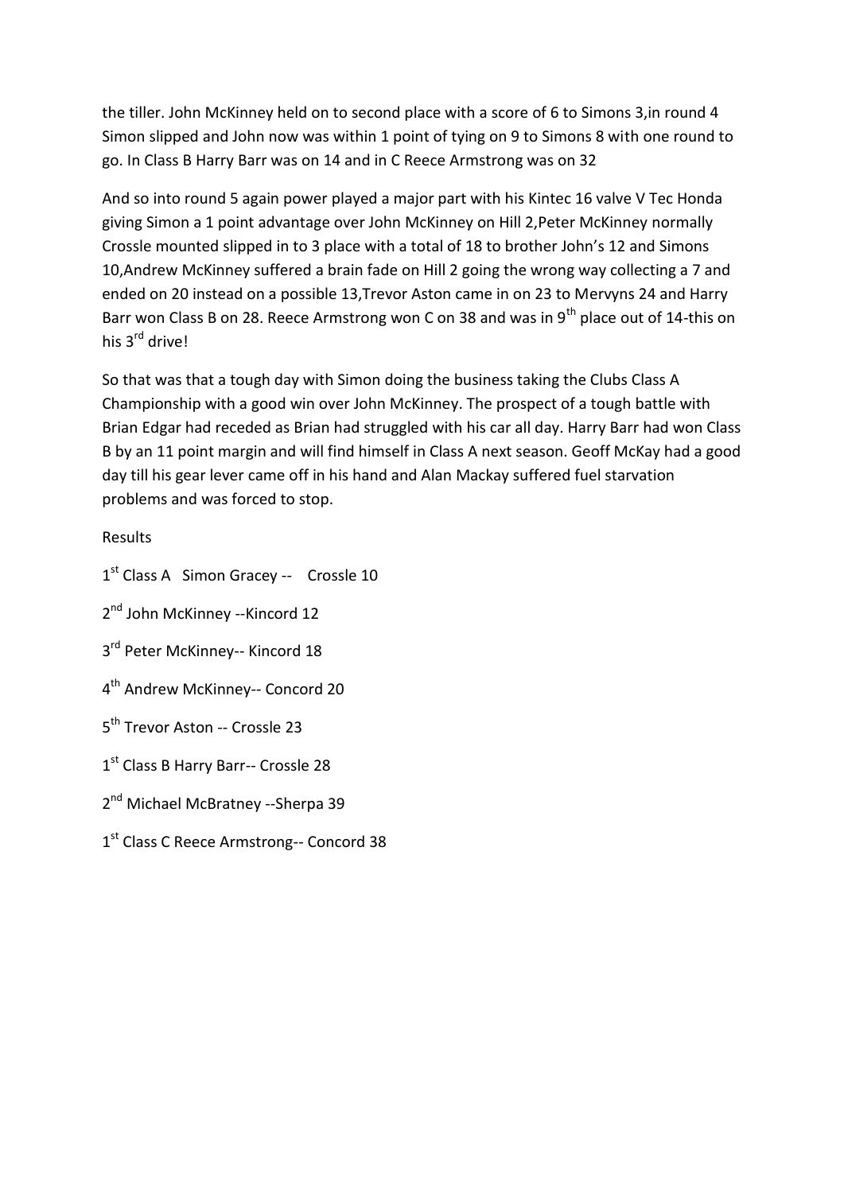the tiller. John McKinney held on to second place with a score of 6 to Simons 3,in round 4 Simon slipped and John now was within 1 point of tying on 9 to Simons 8 with one round to go. In Class B Harry Barr was on 14 and in C Reece Armstrong was on 32

And so into round 5 again power played a major part with his Kintec 16 valve V Tec Honda giving Simon a 1 point advantage over John McKinney on Hill 2,Peter McKinney normally Crossle mounted slipped in to 3 place with a total of 18 to brother John's 12 and Simons 10,Andrew McKinney suffered a brain fade on Hill 2 going the wrong way collecting a 7 and ended on 20 instead on a possible 13,Trevor Aston came in on 23 to Mervyns 24 and Harry Barr won Class B on 28. Reece Armstrong won C on 38 and was in 9th place out of 14-this on his 3rd drive!

So that was that a tough day with Simon doing the business taking the Clubs Class A Championship with a good win over John McKinney. The prospect of a tough battle with Brian Edgar had receded as Brian had struggled with his car all day. Harry Barr had won Class B by an 11 point margin and will find himself in Class A next season. Geoff McKay had a good day till his gear lever came off in his hand and Alan Mackay suffered fuel starvation problems and was forced to stop.

Results

1st Class A Simon Gracey -- Crossle 10

2nd John McKinney --Kincord 12

3rd Peter McKinney-- Kincord 18

4th Andrew McKinney-- Concord 20

5th Trevor Aston -- Crossle 23

1st Class B Harry Barr-- Crossle 28

2nd Michael McBratney --Sherpa 39

1st Class C Reece Armstrong-- Concord 38